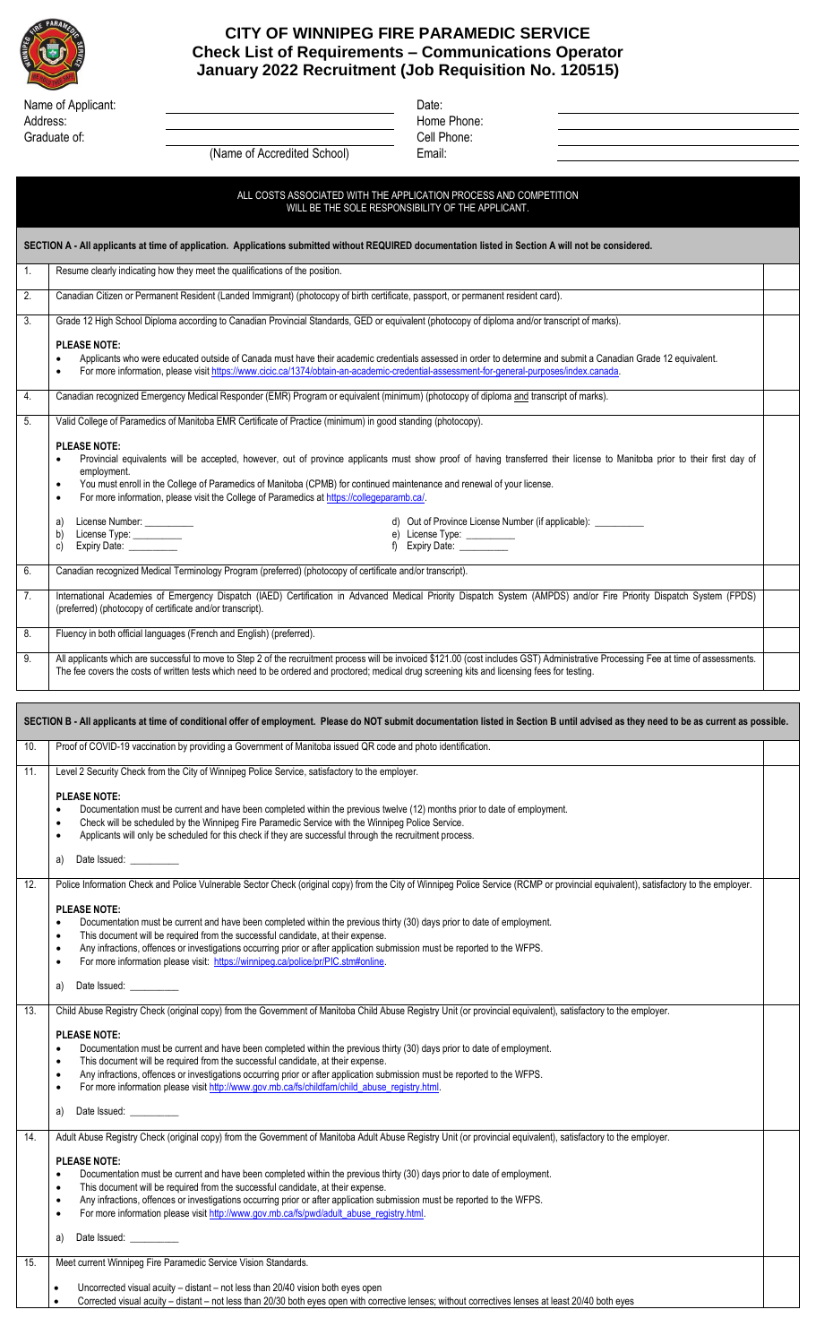# CITY OF WINNIPEG FIRE PARAMEDIC SERVICE
## Check List of Requirements – Communications Operator
## January 2022 Recruitment (Job Requisition No. 120515)

Name of Applicant: ______________________ Date: ______________________

Address: ______________________ Home Phone: ______________________

Graduate of: ______________________ Cell Phone: ______________________

(Name of Accredited School) Email: ______________________

**ALL COSTS ASSOCIATED WITH THE APPLICATION PROCESS AND COMPETITION WILL BE THE SOLE RESPONSIBILITY OF THE APPLICANT.**

**SECTION A - All applicants at time of application. Applications submitted without REQUIRED documentation listed in Section A will not be considered.**

1. Resume clearly indicating how they meet the qualifications of the position.

2. Canadian Citizen or Permanent Resident (Landed Immigrant) (photocopy of birth certificate, passport, or permanent resident card).

3. Grade 12 High School Diploma according to Canadian Provincial Standards, GED or equivalent (photocopy of diploma and/or transcript of marks).

   **PLEASE NOTE:**
   - Applicants who were educated outside of Canada must have their academic credentials assessed in order to determine and submit a Canadian Grade 12 equivalent.
   - For more information, please visit https://www.cicic.ca/1374/obtain-an-academic-credential-assessment-for-general-purposes/index.canada.

4. Canadian recognized Emergency Medical Responder (EMR) Program or equivalent (minimum) (photocopy of diploma and transcript of marks).

5. Valid College of Paramedics of Manitoba EMR Certificate of Practice (minimum) in good standing (photocopy).

   **PLEASE NOTE:**
   - Provincial equivalents will be accepted, however, out of province applicants must show proof of having transferred their license to Manitoba prior to their first day of employment.
   - You must enroll in the College of Paramedics of Manitoba (CPMB) for continued maintenance and renewal of your license.
   - For more information, please visit the College of Paramedics at https://collegeparamb.ca/.

   a) License Number: __________
   b) License Type: __________
   c) Expiry Date: __________
   d) Out of Province License Number (if applicable): __________
   e) License Type: __________
   f) Expiry Date: __________

6. Canadian recognized Medical Terminology Program (preferred) (photocopy of certificate and/or transcript).

7. International Academies of Emergency Dispatch (IAED) Certification in Advanced Medical Priority Dispatch System (AMPDS) and/or Fire Priority Dispatch System (FPDS) (preferred) (photocopy of certificate and/or transcript).

8. Fluency in both official languages (French and English) (preferred).

9. All applicants which are successful to move to Step 2 of the recruitment process will be invoiced $121.00 (cost includes GST) Administrative Processing Fee at time of assessments. The fee covers the costs of written tests which need to be ordered and proctored; medical drug screening kits and licensing fees for testing.

**SECTION B - All applicants at time of conditional offer of employment. Please do NOT submit documentation listed in Section B until advised as they need to be as current as possible.**

10. Proof of COVID-19 vaccination by providing a Government of Manitoba issued QR code and photo identification.

11. Level 2 Security Check from the City of Winnipeg Police Service, satisfactory to the employer.

    **PLEASE NOTE:**
    - Documentation must be current and have been completed within the previous twelve (12) months prior to date of employment.
    - Check will be scheduled by the Winnipeg Fire Paramedic Service with the Winnipeg Police Service.
    - Applicants will only be scheduled for this check if they are successful through the recruitment process.

    a) Date Issued: __________

12. Police Information Check and Police Vulnerable Sector Check (original copy) from the City of Winnipeg Police Service (RCMP or provincial equivalent), satisfactory to the employer.

    **PLEASE NOTE:**
    - Documentation must be current and have been completed within the previous thirty (30) days prior to date of employment.
    - This document will be required from the successful candidate, at their expense.
    - Any infractions, offences or investigations occurring prior or after application submission must be reported to the WFPS.
    - For more information please visit: https://winnipeg.ca/police/pr/PIC.stm#online.

    a) Date Issued: __________

13. Child Abuse Registry Check (original copy) from the Government of Manitoba Child Abuse Registry Unit (or provincial equivalent), satisfactory to the employer.

    **PLEASE NOTE:**
    - Documentation must be current and have been completed within the previous thirty (30) days prior to date of employment.
    - This document will be required from the successful candidate, at their expense.
    - Any infractions, offences or investigations occurring prior or after application submission must be reported to the WFPS.
    - For more information please visit http://www.gov.mb.ca/fs/childfam/child_abuse_registry.html.

    a) Date Issued: __________

14. Adult Abuse Registry Check (original copy) from the Government of Manitoba Adult Abuse Registry Unit (or provincial equivalent), satisfactory to the employer.

    **PLEASE NOTE:**
    - Documentation must be current and have been completed within the previous thirty (30) days prior to date of employment.
    - This document will be required from the successful candidate, at their expense.
    - Any infractions, offences or investigations occurring prior or after application submission must be reported to the WFPS.
    - For more information please visit http://www.gov.mb.ca/fs/pwd/adult_abuse_registry.html.

    a) Date Issued: __________

15. Meet current Winnipeg Fire Paramedic Service Vision Standards.

    - Uncorrected visual acuity – distant – not less than 20/400 vision both eyes open
    - Corrected visual acuity – distant – not less than 20/30 both eyes open with corrective lenses; without correctives lenses at least 20/40 both eyes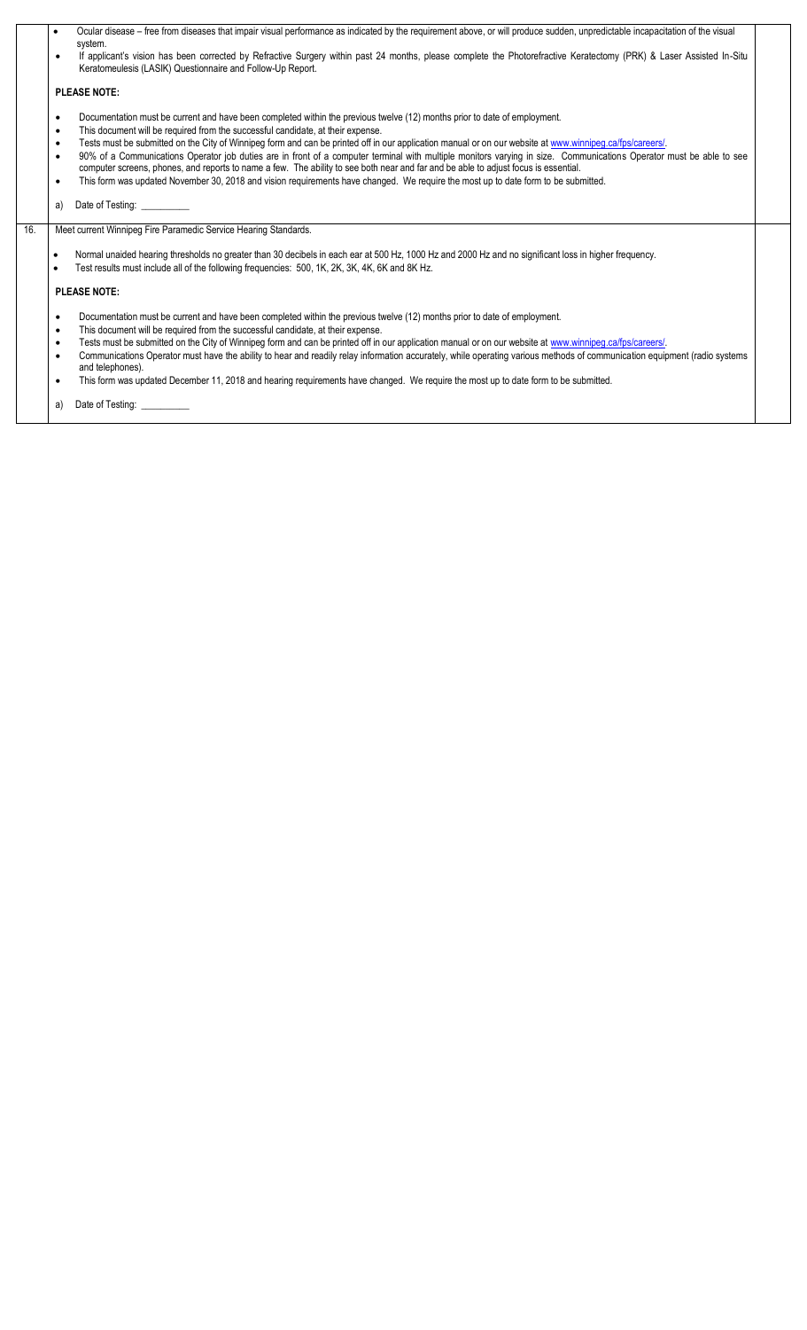| | | |
|---|---|---|
| | • Ocular disease – free from diseases that impair visual performance as indicated by the requirement above, or will produce sudden, unpredictable incapacitation of the visual system.<br>• If applicant's vision has been corrected by Refractive Surgery within past 24 months, please complete the Photorefractive Keratectomy (PRK) & Laser Assisted In-Situ Keratomeulesis (LASIK) Questionnaire and Follow-Up Report.<br><br>**PLEASE NOTE:**<br><br>• Documentation must be current and have been completed within the previous twelve (12) months prior to date of employment.<br>• This document will be required from the successful candidate, at their expense.<br>• Tests must be submitted on the City of Winnipeg form and can be printed off in our application manual or on our website at www.winnipeg.ca/fps/careers/.<br>• 90% of a Communications Operator job duties are in front of a computer terminal with multiple monitors varying in size. Communications Operator must be able to see computer screens, phones, and reports to name a few. The ability to see both near and far and be able to adjust focus is essential.<br>• This form was updated November 30, 2018 and vision requirements have changed. We require the most up to date form to be submitted.<br><br>a) Date of Testing: __________ | |
| 16. | Meet current Winnipeg Fire Paramedic Service Hearing Standards.<br><br>• Normal unaided hearing thresholds no greater than 30 decibels in each ear at 500 Hz, 1000 Hz and 2000 Hz and no significant loss in higher frequency.<br>• Test results must include all of the following frequencies: 500, 1K, 2K, 3K, 4K, 6K and 8K Hz.<br><br>**PLEASE NOTE:**<br><br>• Documentation must be current and have been completed within the previous twelve (12) months prior to date of employment.<br>• This document will be required from the successful candidate, at their expense.<br>• Tests must be submitted on the City of Winnipeg form and can be printed off in our application manual or on our website at www.winnipeg.ca/fps/careers/.<br>• Communications Operator must have the ability to hear and readily relay information accurately, while operating various methods of communication equipment (radio systems and telephones).<br>• This form was updated December 11, 2018 and hearing requirements have changed. We require the most up to date form to be submitted.<br><br>a) Date of Testing: __________ | |